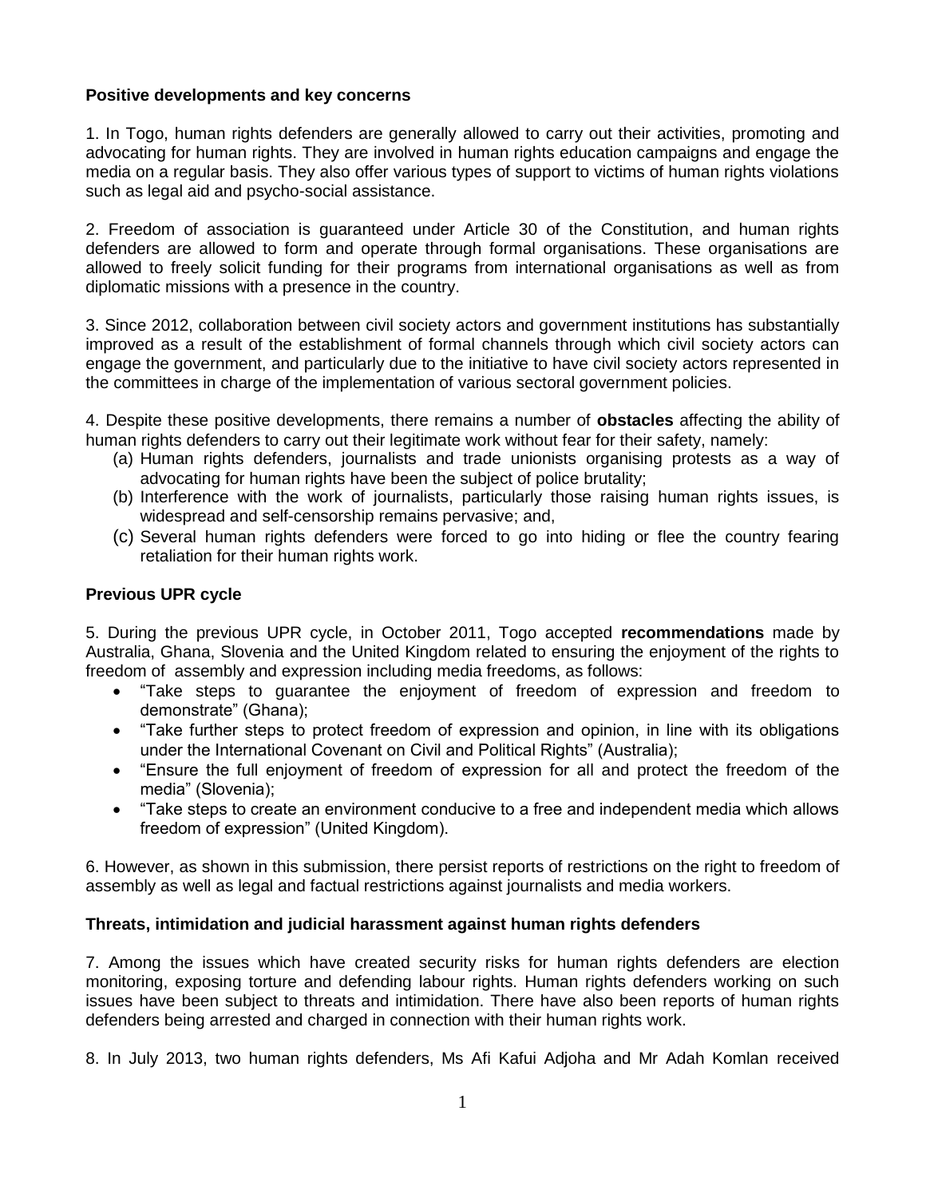**Positive developments and key concerns**

1. In Togo, human rights defenders are generally allowed to carry out their activities, promoting and advocating for human rights. They are involved in human rights education campaigns and engage the media on a regular basis. They also offer various types of support to victims of human rights violations such as legal aid and psycho-social assistance.

2. Freedom of association is guaranteed under Article 30 of the Constitution, and human rights defenders are allowed to form and operate through formal organisations. These organisations are allowed to freely solicit funding for their programs from international organisations as well as from diplomatic missions with a presence in the country.

3. Since 2012, collaboration between civil society actors and government institutions has substantially improved as a result of the establishment of formal channels through which civil society actors can engage the government, and particularly due to the initiative to have civil society actors represented in the committees in charge of the implementation of various sectoral government policies.

4. Despite these positive developments, there remains a number of **obstacles** affecting the ability of human rights defenders to carry out their legitimate work without fear for their safety, namely:

(a) Human rights defenders, journalists and trade unionists organising protests as a way of advocating for human rights have been the subject of police brutality;

(b) Interference with the work of journalists, particularly those raising human rights issues, is widespread and self-censorship remains pervasive; and,

(c) Several human rights defenders were forced to go into hiding or flee the country fearing retaliation for their human rights work.

**Previous UPR cycle**

5. During the previous UPR cycle, in October 2011, Togo accepted **recommendations** made by Australia, Ghana, Slovenia and the United Kingdom related to ensuring the enjoyment of the rights to freedom of assembly and expression including media freedoms, as follows:

- "Take steps to guarantee the enjoyment of freedom of expression and freedom to demonstrate" (Ghana);
- "Take further steps to protect freedom of expression and opinion, in line with its obligations under the International Covenant on Civil and Political Rights" (Australia);
- "Ensure the full enjoyment of freedom of expression for all and protect the freedom of the media" (Slovenia);
- "Take steps to create an environment conducive to a free and independent media which allows freedom of expression" (United Kingdom).

6. However, as shown in this submission, there persist reports of restrictions on the right to freedom of assembly as well as legal and factual restrictions against journalists and media workers.

**Threats, intimidation and judicial harassment against human rights defenders**

7. Among the issues which have created security risks for human rights defenders are election monitoring, exposing torture and defending labour rights. Human rights defenders working on such issues have been subject to threats and intimidation. There have also been reports of human rights defenders being arrested and charged in connection with their human rights work.

8. In July 2013, two human rights defenders, Ms Afi Kafui Adjoha and Mr Adah Komlan received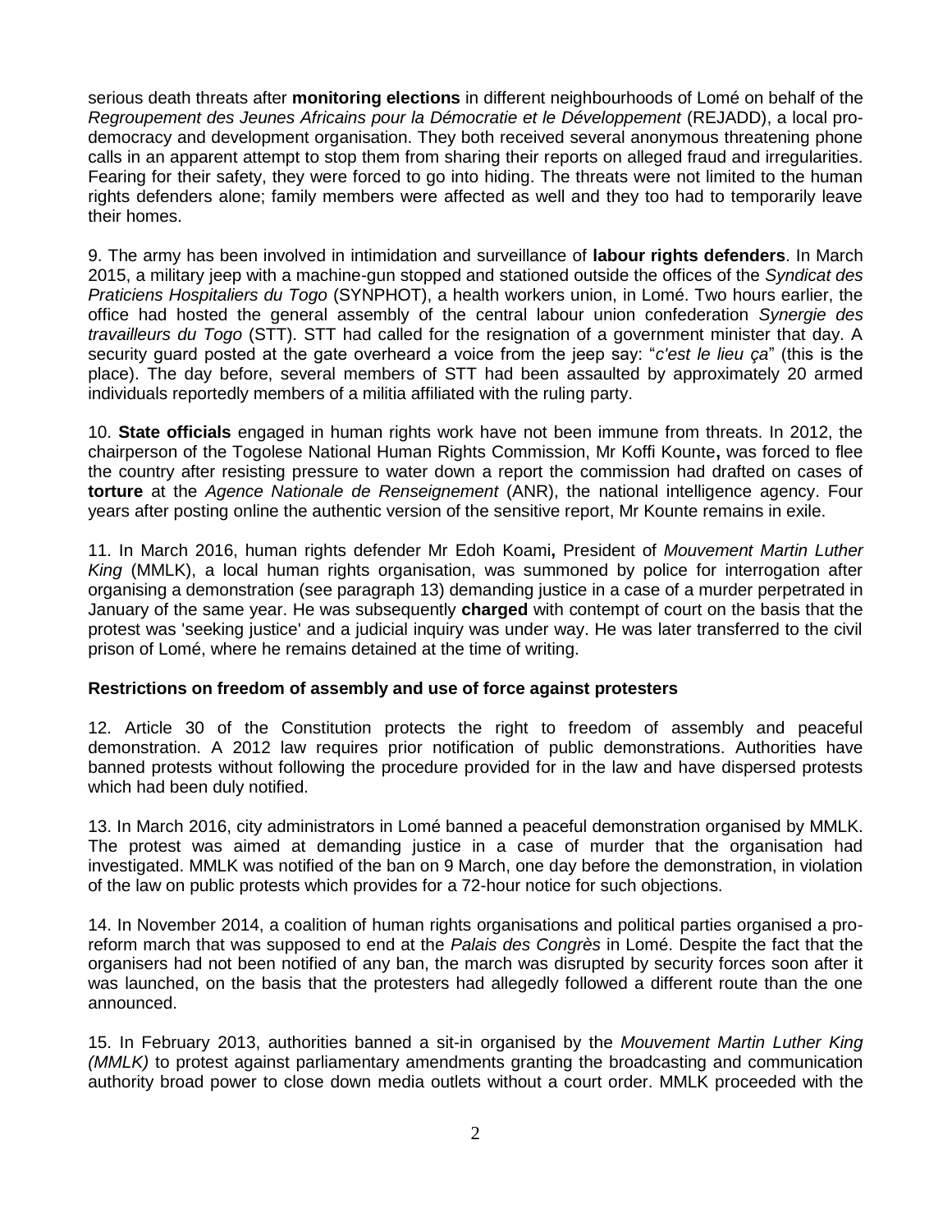serious death threats after **monitoring elections** in different neighbourhoods of Lomé on behalf of the *Regroupement des Jeunes Africains pour la Démocratie et le Développement* (REJADD), a local pro-democracy and development organisation. They both received several anonymous threatening phone calls in an apparent attempt to stop them from sharing their reports on alleged fraud and irregularities. Fearing for their safety, they were forced to go into hiding. The threats were not limited to the human rights defenders alone; family members were affected as well and they too had to temporarily leave their homes.

9. The army has been involved in intimidation and surveillance of **labour rights defenders**. In March 2015, a military jeep with a machine-gun stopped and stationed outside the offices of the *Syndicat des Praticiens Hospitaliers du Togo* (SYNPHOT), a health workers union, in Lomé. Two hours earlier, the office had hosted the general assembly of the central labour union confederation *Synergie des travailleurs du Togo* (STT). STT had called for the resignation of a government minister that day. A security guard posted at the gate overheard a voice from the jeep say: "*c'est le lieu ça*" (this is the place). The day before, several members of STT had been assaulted by approximately 20 armed individuals reportedly members of a militia affiliated with the ruling party.

10. **State officials** engaged in human rights work have not been immune from threats. In 2012, the chairperson of the Togolese National Human Rights Commission, Mr Koffi Kounte**,** was forced to flee the country after resisting pressure to water down a report the commission had drafted on cases of **torture** at the *Agence Nationale de Renseignement* (ANR), the national intelligence agency. Four years after posting online the authentic version of the sensitive report, Mr Kounte remains in exile.

11. In March 2016, human rights defender Mr Edoh Koami**,** President of *Mouvement Martin Luther King* (MMLK), a local human rights organisation, was summoned by police for interrogation after organising a demonstration (see paragraph 13) demanding justice in a case of a murder perpetrated in January of the same year. He was subsequently **charged** with contempt of court on the basis that the protest was 'seeking justice' and a judicial inquiry was under way. He was later transferred to the civil prison of Lomé, where he remains detained at the time of writing.

**Restrictions on freedom of assembly and use of force against protesters**

12. Article 30 of the Constitution protects the right to freedom of assembly and peaceful demonstration. A 2012 law requires prior notification of public demonstrations. Authorities have banned protests without following the procedure provided for in the law and have dispersed protests which had been duly notified.

13. In March 2016, city administrators in Lomé banned a peaceful demonstration organised by MMLK. The protest was aimed at demanding justice in a case of murder that the organisation had investigated. MMLK was notified of the ban on 9 March, one day before the demonstration, in violation of the law on public protests which provides for a 72-hour notice for such objections.

14. In November 2014, a coalition of human rights organisations and political parties organised a pro-reform march that was supposed to end at the *Palais des Congrès* in Lomé. Despite the fact that the organisers had not been notified of any ban, the march was disrupted by security forces soon after it was launched, on the basis that the protesters had allegedly followed a different route than the one announced.

15. In February 2013, authorities banned a sit-in organised by the *Mouvement Martin Luther King (MMLK)* to protest against parliamentary amendments granting the broadcasting and communication authority broad power to close down media outlets without a court order. MMLK proceeded with the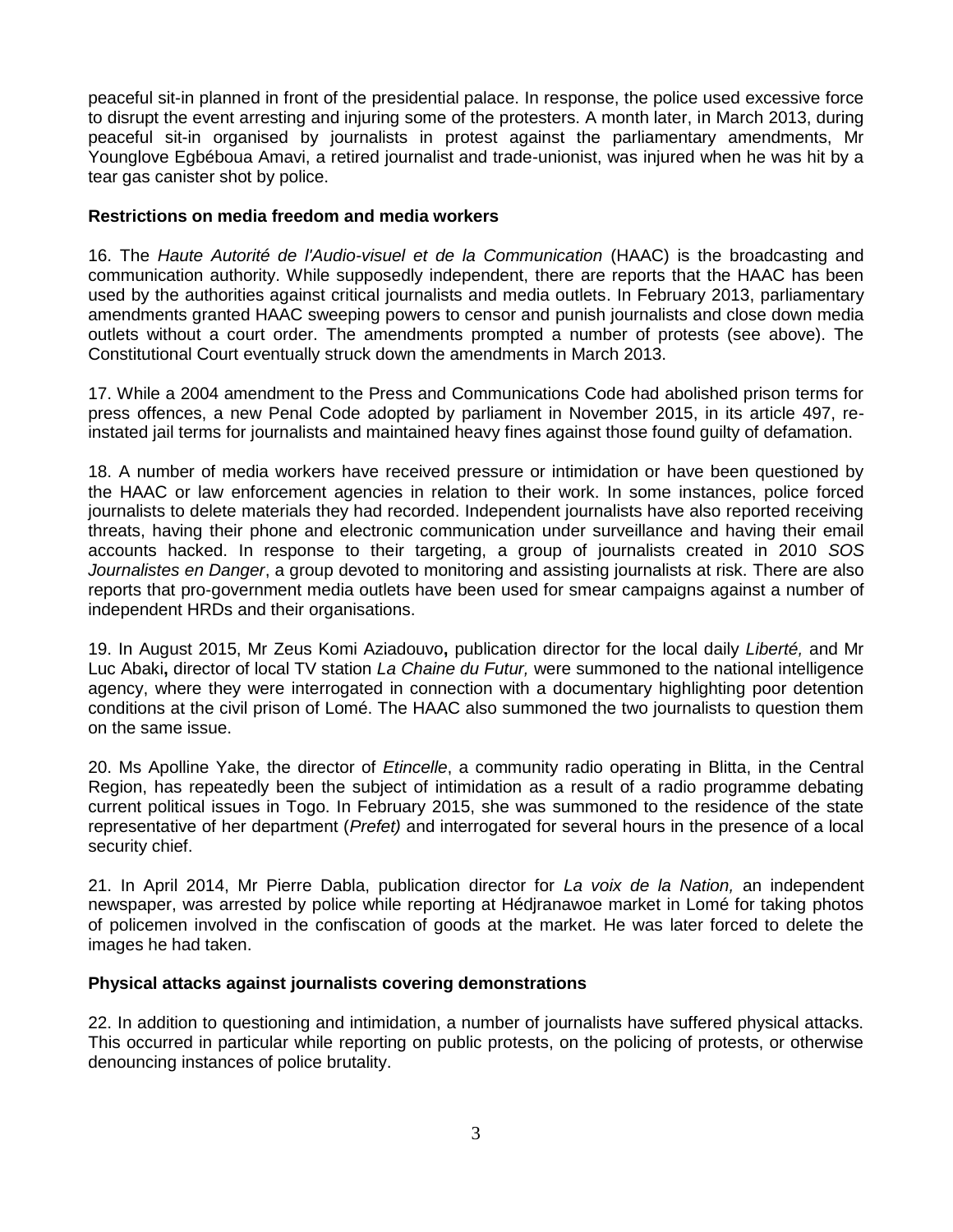peaceful sit-in planned in front of the presidential palace. In response, the police used excessive force to disrupt the event arresting and injuring some of the protesters. A month later, in March 2013, during peaceful sit-in organised by journalists in protest against the parliamentary amendments, Mr Younglove Egbéboua Amavi, a retired journalist and trade-unionist, was injured when he was hit by a tear gas canister shot by police.

**Restrictions on media freedom and media workers**

16. The *Haute Autorité de l'Audio-visuel et de la Communication* (HAAC) is the broadcasting and communication authority. While supposedly independent, there are reports that the HAAC has been used by the authorities against critical journalists and media outlets. In February 2013, parliamentary amendments granted HAAC sweeping powers to censor and punish journalists and close down media outlets without a court order. The amendments prompted a number of protests (see above). The Constitutional Court eventually struck down the amendments in March 2013.

17. While a 2004 amendment to the Press and Communications Code had abolished prison terms for press offences, a new Penal Code adopted by parliament in November 2015, in its article 497, re-instated jail terms for journalists and maintained heavy fines against those found guilty of defamation.

18. A number of media workers have received pressure or intimidation or have been questioned by the HAAC or law enforcement agencies in relation to their work. In some instances, police forced journalists to delete materials they had recorded. Independent journalists have also reported receiving threats, having their phone and electronic communication under surveillance and having their email accounts hacked. In response to their targeting, a group of journalists created in 2010 *SOS Journalistes en Danger*, a group devoted to monitoring and assisting journalists at risk. There are also reports that pro-government media outlets have been used for smear campaigns against a number of independent HRDs and their organisations.

19. In August 2015, Mr Zeus Komi Aziadouvo**,** publication director for the local daily *Liberté,* and Mr Luc Abaki**,** director of local TV station *La Chaine du Futur,* were summoned to the national intelligence agency, where they were interrogated in connection with a documentary highlighting poor detention conditions at the civil prison of Lomé. The HAAC also summoned the two journalists to question them on the same issue.

20. Ms Apolline Yake, the director of *Etincelle*, a community radio operating in Blitta, in the Central Region, has repeatedly been the subject of intimidation as a result of a radio programme debating current political issues in Togo. In February 2015, she was summoned to the residence of the state representative of her department (*Prefet)* and interrogated for several hours in the presence of a local security chief.

21. In April 2014, Mr Pierre Dabla, publication director for *La voix de la Nation,* an independent newspaper, was arrested by police while reporting at Hédjranawoe market in Lomé for taking photos of policemen involved in the confiscation of goods at the market. He was later forced to delete the images he had taken.

**Physical attacks against journalists covering demonstrations**

22. In addition to questioning and intimidation, a number of journalists have suffered physical attacks. This occurred in particular while reporting on public protests, on the policing of protests, or otherwise denouncing instances of police brutality.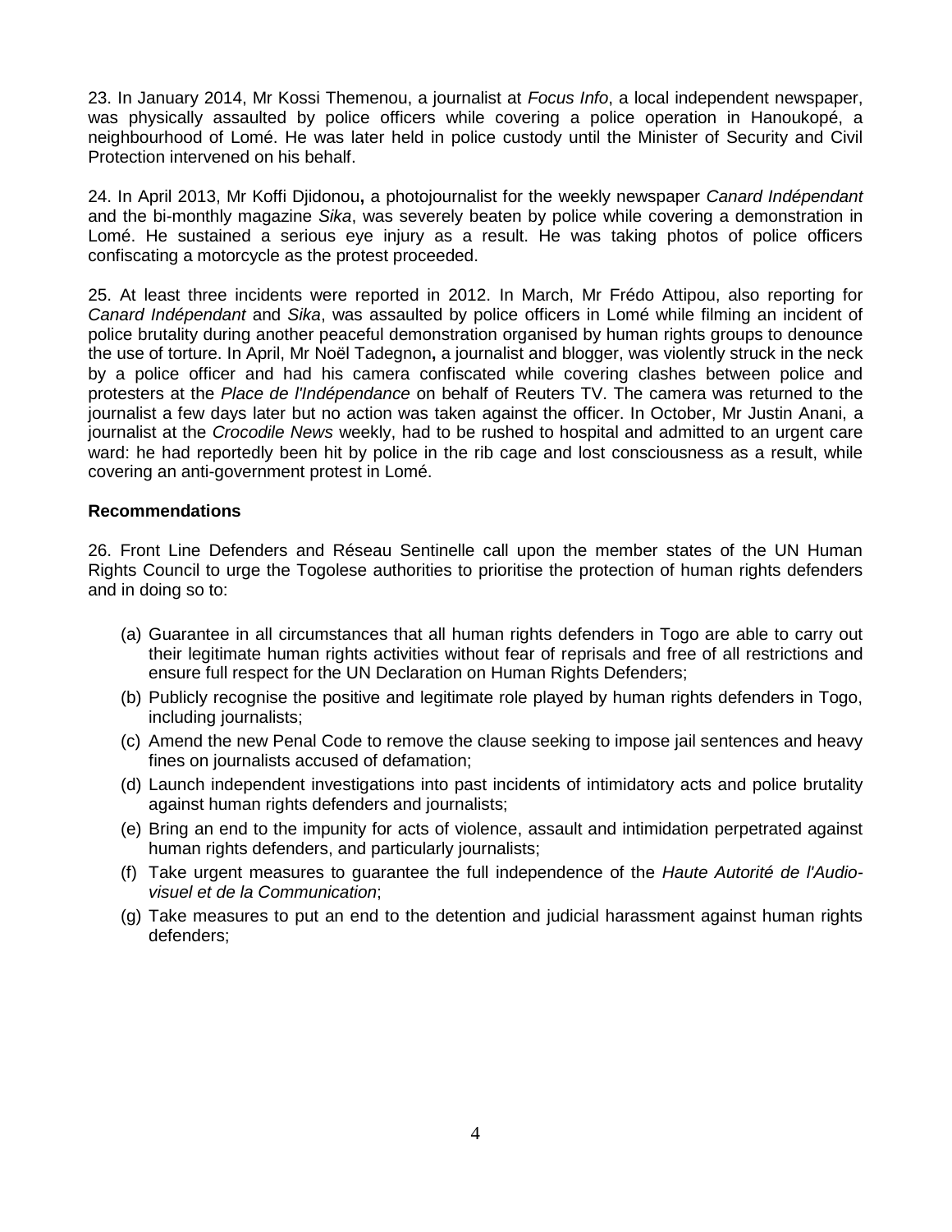23. In January 2014, Mr Kossi Themenou, a journalist at *Focus Info*, a local independent newspaper, was physically assaulted by police officers while covering a police operation in Hanoukopé, a neighbourhood of Lomé. He was later held in police custody until the Minister of Security and Civil Protection intervened on his behalf.

24. In April 2013, Mr Koffi Djidonou**,** a photojournalist for the weekly newspaper *Canard Indépendant* and the bi-monthly magazine *Sika*, was severely beaten by police while covering a demonstration in Lomé. He sustained a serious eye injury as a result. He was taking photos of police officers confiscating a motorcycle as the protest proceeded.

25. At least three incidents were reported in 2012. In March, Mr Frédo Attipou, also reporting for *Canard Indépendant* and *Sika*, was assaulted by police officers in Lomé while filming an incident of police brutality during another peaceful demonstration organised by human rights groups to denounce the use of torture. In April, Mr Noël Tadegnon**,** a journalist and blogger, was violently struck in the neck by a police officer and had his camera confiscated while covering clashes between police and protesters at the *Place de l'Indépendance* on behalf of Reuters TV. The camera was returned to the journalist a few days later but no action was taken against the officer. In October, Mr Justin Anani, a journalist at the *Crocodile News* weekly, had to be rushed to hospital and admitted to an urgent care ward: he had reportedly been hit by police in the rib cage and lost consciousness as a result, while covering an anti-government protest in Lomé.

**Recommendations**

26. Front Line Defenders and Réseau Sentinelle call upon the member states of the UN Human Rights Council to urge the Togolese authorities to prioritise the protection of human rights defenders and in doing so to:

(a) Guarantee in all circumstances that all human rights defenders in Togo are able to carry out their legitimate human rights activities without fear of reprisals and free of all restrictions and ensure full respect for the UN Declaration on Human Rights Defenders;

(b) Publicly recognise the positive and legitimate role played by human rights defenders in Togo, including journalists;

(c) Amend the new Penal Code to remove the clause seeking to impose jail sentences and heavy fines on journalists accused of defamation;

(d) Launch independent investigations into past incidents of intimidatory acts and police brutality against human rights defenders and journalists;

(e) Bring an end to the impunity for acts of violence, assault and intimidation perpetrated against human rights defenders, and particularly journalists;

(f) Take urgent measures to guarantee the full independence of the *Haute Autorité de l'Audio-visuel et de la Communication*;

(g) Take measures to put an end to the detention and judicial harassment against human rights defenders;